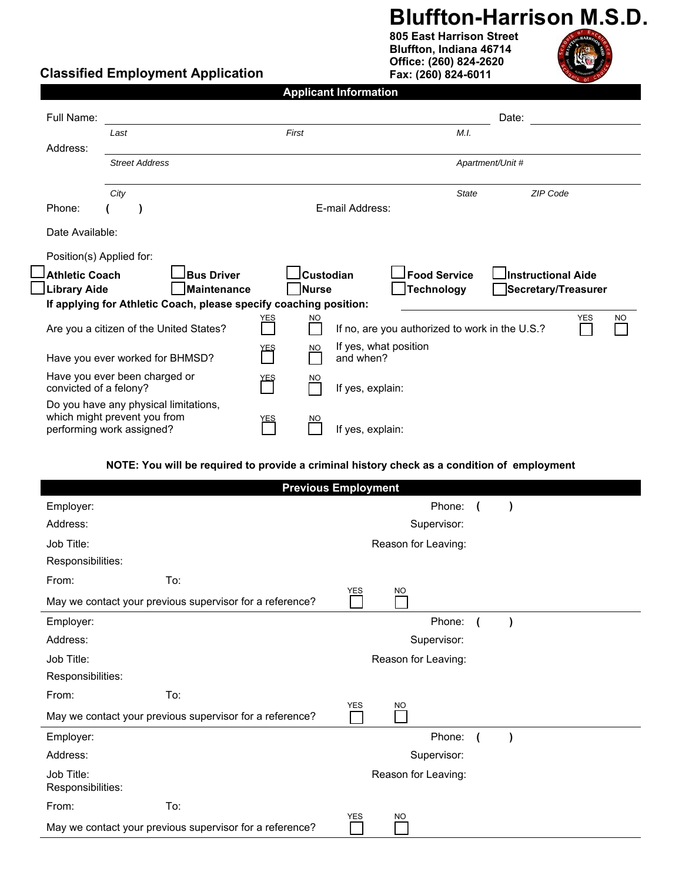# Bluffton-Harrison M.S.D.

**805 East Harrison Street**
**Bluffton, Indiana 46714**
**Office: (260) 824-2620**
**Fax: (260) 824-6011**

## Classified Employment Application

### Applicant Information

Full Name: ______________________________________________ Date: ____________

*Last* *First* *M.I.*

Address: ______________________________________________

*Street Address* *Apartment/Unit #*

______________________________________________

*City* *State* *ZIP Code*

Phone: (   ) E-mail Address:

Date Available:

Position(s) Applied for:

- ☐ **Athletic Coach**
- ☐ **Bus Driver**
- ☐ **Custodian**
- ☐ **Food Service**
- ☐ **Instructional Aide**
- ☐ **Library Aide**
- ☐ **Maintenance**
- ☐ **Nurse**
- ☐ **Technology**
- ☐ **Secretary/Treasurer**

**If applying for Athletic Coach, please specify coaching position:** ____________

Are you a citizen of the United States? YES ☐ NO ☐ If no, are you authorized to work in the U.S.? YES ☐ NO ☐

Have you ever worked for BHMSD? YES ☐ NO ☐ If yes, what position and when?

Have you ever been charged or convicted of a felony? YES ☐ NO ☐ If yes, explain:

Do you have any physical limitations, which might prevent you from performing work assigned? YES ☐ NO ☐ If yes, explain:

**NOTE: You will be required to provide a criminal history check as a condition of employment**

### Previous Employment

Employer: Phone: (   )

Address: Supervisor:

Job Title: Reason for Leaving:

Responsibilities:

From: To:

May we contact your previous supervisor for a reference? YES ☐ NO ☐

---

Employer: Phone: (   )

Address: Supervisor:

Job Title: Reason for Leaving:

Responsibilities:

From: To:

May we contact your previous supervisor for a reference? YES ☐ NO ☐

---

Employer: Phone: (   )

Address: Supervisor:

Job Title: Reason for Leaving:

Responsibilities:

From: To:

May we contact your previous supervisor for a reference? YES ☐ NO ☐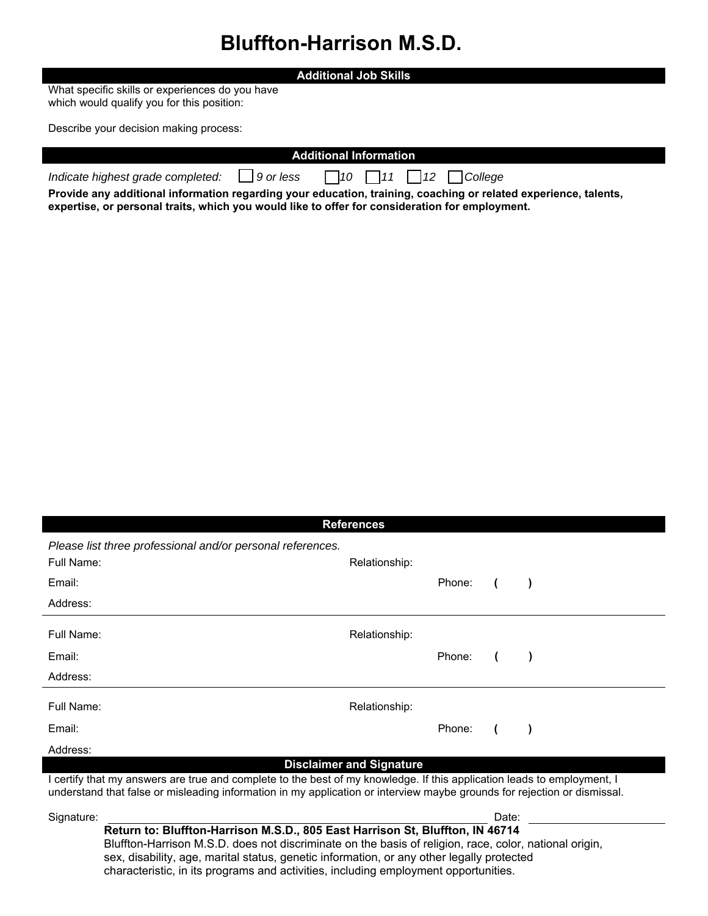# Bluffton-Harrison M.S.D.

## Additional Job Skills

What specific skills or experiences do you have which would qualify you for this position:

Describe your decision making process:

## Additional Information

*Indicate highest grade completed:* ☐ *9 or less* ☐ *10* ☐ *11* ☐ *12* ☐ *College*

**Provide any additional information regarding your education, training, coaching or related experience, talents, expertise, or personal traits, which you would like to offer for consideration for employment.**

## References

*Please list three professional and/or personal references.*

Full Name: Relationship:

Email: Phone: ( )

Address:

---

Full Name: Relationship:

Email: Phone: ( )

Address:

---

Full Name: Relationship:

Email: Phone: ( )

Address:

## Disclaimer and Signature

I certify that my answers are true and complete to the best of my knowledge. If this application leads to employment, I understand that false or misleading information in my application or interview maybe grounds for rejection or dismissal.

Signature: \_\_\_\_\_\_\_\_\_\_\_\_\_\_\_\_\_\_\_\_\_\_\_\_\_\_\_\_ Date: \_\_\_\_\_\_\_\_\_\_\_\_

**Return to: Bluffton-Harrison M.S.D., 805 East Harrison St, Bluffton, IN 46714**

Bluffton-Harrison M.S.D. does not discriminate on the basis of religion, race, color, national origin, sex, disability, age, marital status, genetic information, or any other legally protected characteristic, in its programs and activities, including employment opportunities.